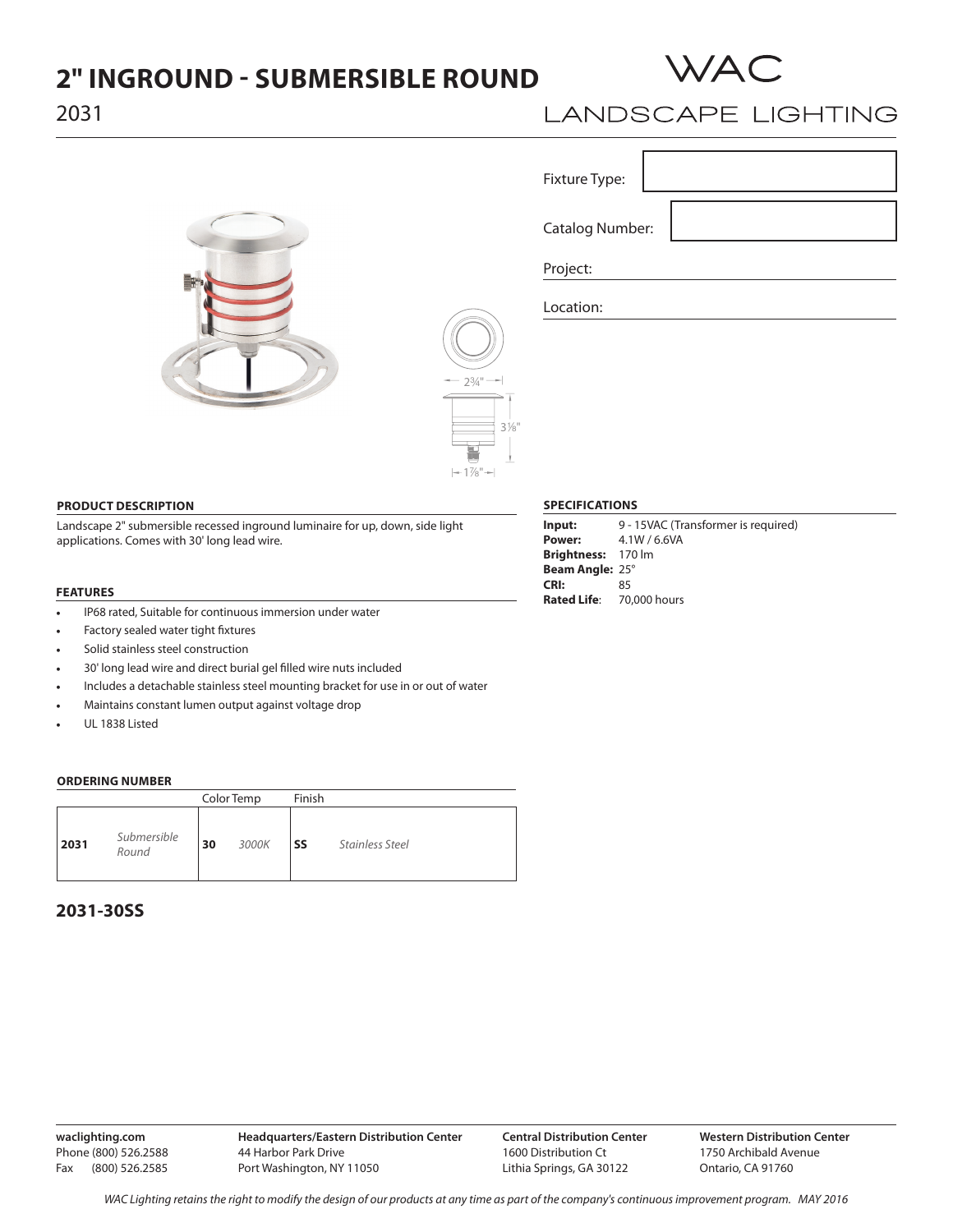# 2" INGROUND - SUBMERSIBLE ROUND

2031

WAC LANDSCAPE LIGHTING

Fixture Type:

Catalog Number:

Project:

Location:

2¾"

3⅛"

1⅞"

## PRODUCT DESCRIPTION

Landscape 2" submersible recessed inground luminaire for up, down, side light applications. Comes with 30' long lead wire.

## FEATURES

- IP68 rated, Suitable for continuous immersion under water
- Factory sealed water tight fixtures
- Solid stainless steel construction
- 30' long lead wire and direct burial gel filled wire nuts included
- Includes a detachable stainless steel mounting bracket for use in or out of water
- Maintains constant lumen output against voltage drop
- UL 1838 Listed

## SPECIFICATIONS

**Input:** 9 - 15VAC (Transformer is required)
**Power:** 4.1W / 6.6VA
**Brightness:** 170 lm
**Beam Angle:** 25°
**CRI:** 85
**Rated Life:** 70,000 hours

## ORDERING NUMBER

| | | Color Temp | | Finish | |
|---|---|---|---|---|---|
| **2031** | *Submersible Round* | **30** | *3000K* | **SS** | *Stainless Steel* |

**2031-30SS**

**waclighting.com**
Phone (800) 526.2588
Fax (800) 526.2585

**Headquarters/Eastern Distribution Center**
44 Harbor Park Drive
Port Washington, NY 11050

**Central Distribution Center**
1600 Distribution Ct
Lithia Springs, GA 30122

**Western Distribution Center**
1750 Archibald Avenue
Ontario, CA 91760

*WAC Lighting retains the right to modify the design of our products at any time as part of the company's continuous improvement program. MAY 2016*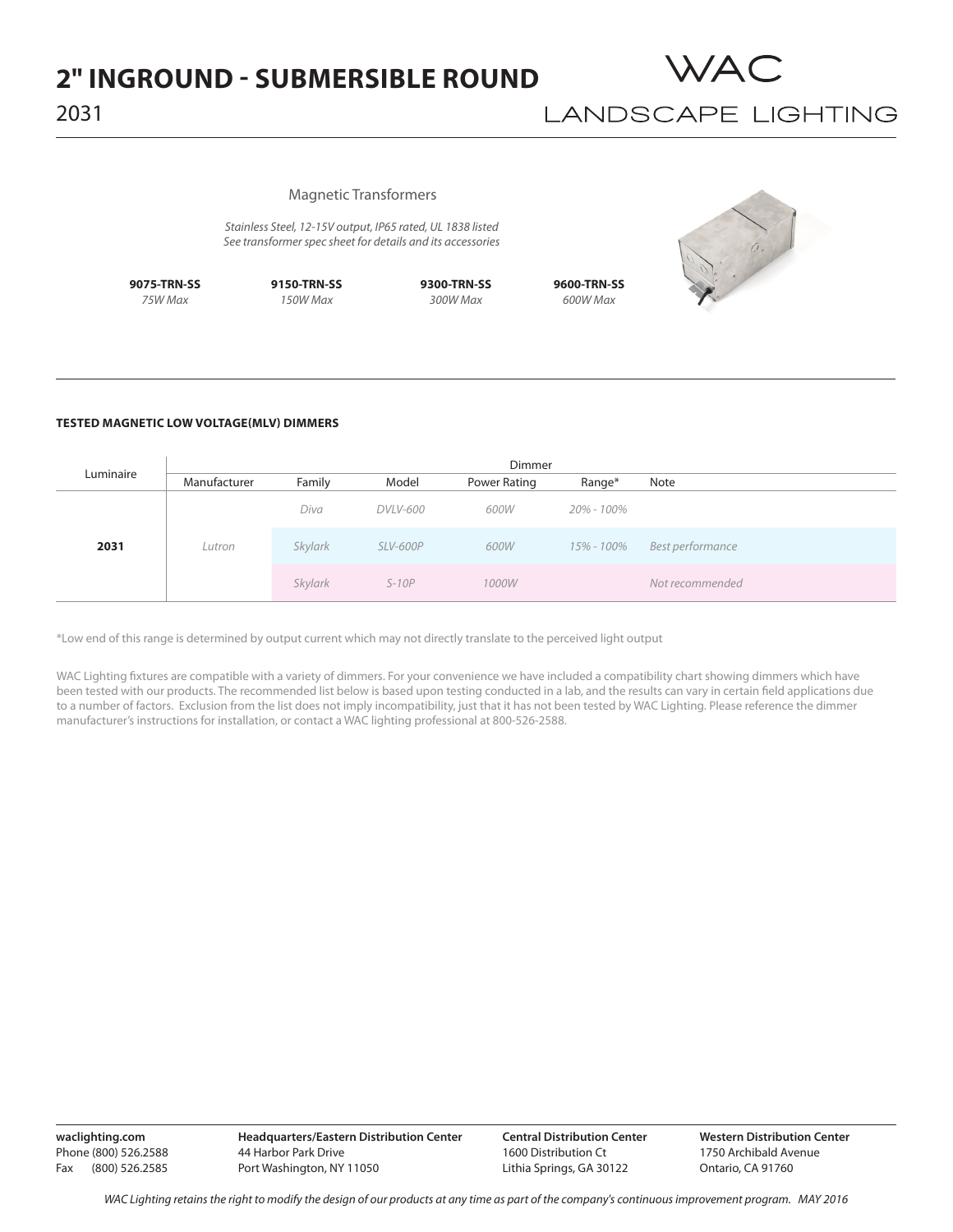# 2" INGROUND - SUBMERSIBLE ROUND

2031

WAC LANDSCAPE LIGHTING

Magnetic Transformers

*Stainless Steel, 12-15V output, IP65 rated, UL 1838 listed*
*See transformer spec sheet for details and its accessories*

| | | | |
|---|---|---|---|
| **9075-TRN-SS** | **9150-TRN-SS** | **9300-TRN-SS** | **9600-TRN-SS** |
| *75W Max* | *150W Max* | *300W Max* | *600W Max* |

**TESTED MAGNETIC LOW VOLTAGE(MLV) DIMMERS**

| Luminaire | Dimmer | | | | | |
|---|---|---|---|---|---|---|
| | Manufacturer | Family | Model | Power Rating | Range* | Note |
| **2031** | *Lutron* | *Diva* | *DVLV-600* | *600W* | *20% - 100%* | |
| | | *Skylark* | *SLV-600P* | *600W* | *15% - 100%* | *Best performance* |
| | | *Skylark* | *S-10P* | *1000W* | | *Not recommended* |

*Low end of this range is determined by output current which may not directly translate to the perceived light output

WAC Lighting fixtures are compatible with a variety of dimmers. For your convenience we have included a compatibility chart showing dimmers which have been tested with our products. The recommended list below is based upon testing conducted in a lab, and the results can vary in certain field applications due to a number of factors. Exclusion from the list does not imply incompatibility, just that it has not been tested by WAC Lighting. Please reference the dimmer manufacturer's instructions for installation, or contact a WAC lighting professional at 800-526-2588.

**waclighting.com**
Phone (800) 526.2588
Fax (800) 526.2585

**Headquarters/Eastern Distribution Center**
44 Harbor Park Drive
Port Washington, NY 11050

**Central Distribution Center**
1600 Distribution Ct
Lithia Springs, GA 30122

**Western Distribution Center**
1750 Archibald Avenue
Ontario, CA 91760

*WAC Lighting retains the right to modify the design of our products at any time as part of the company's continuous improvement program. MAY 2016*